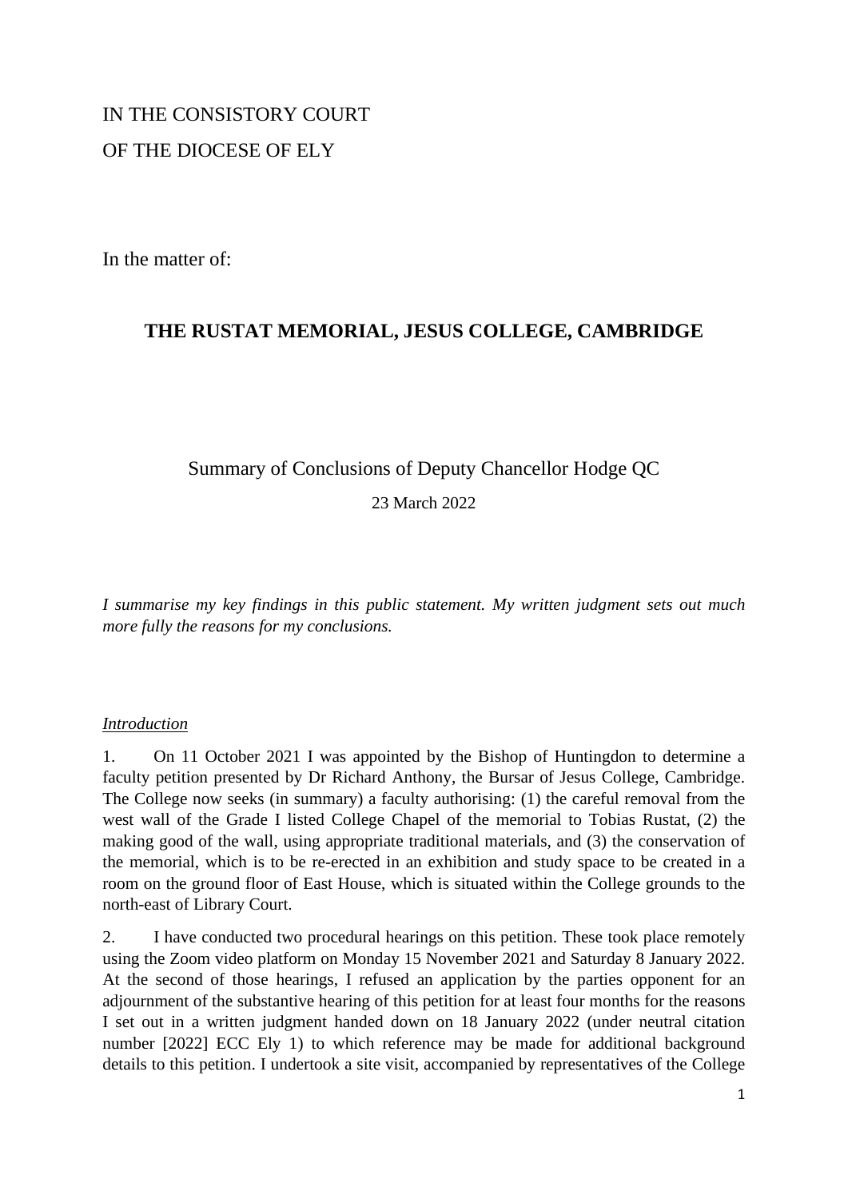IN THE CONSISTORY COURT

OF THE DIOCESE OF ELY

In the matter of:

**THE RUSTAT MEMORIAL, JESUS COLLEGE, CAMBRIDGE**

Summary of Conclusions of Deputy Chancellor Hodge QC

23 March 2022

*I summarise my key findings in this public statement. My written judgment sets out much more fully the reasons for my conclusions.*

*Introduction*

1. On 11 October 2021 I was appointed by the Bishop of Huntingdon to determine a faculty petition presented by Dr Richard Anthony, the Bursar of Jesus College, Cambridge. The College now seeks (in summary) a faculty authorising: (1) the careful removal from the west wall of the Grade I listed College Chapel of the memorial to Tobias Rustat, (2) the making good of the wall, using appropriate traditional materials, and (3) the conservation of the memorial, which is to be re-erected in an exhibition and study space to be created in a room on the ground floor of East House, which is situated within the College grounds to the north-east of Library Court.

2. I have conducted two procedural hearings on this petition. These took place remotely using the Zoom video platform on Monday 15 November 2021 and Saturday 8 January 2022. At the second of those hearings, I refused an application by the parties opponent for an adjournment of the substantive hearing of this petition for at least four months for the reasons I set out in a written judgment handed down on 18 January 2022 (under neutral citation number [2022] ECC Ely 1) to which reference may be made for additional background details to this petition. I undertook a site visit, accompanied by representatives of the College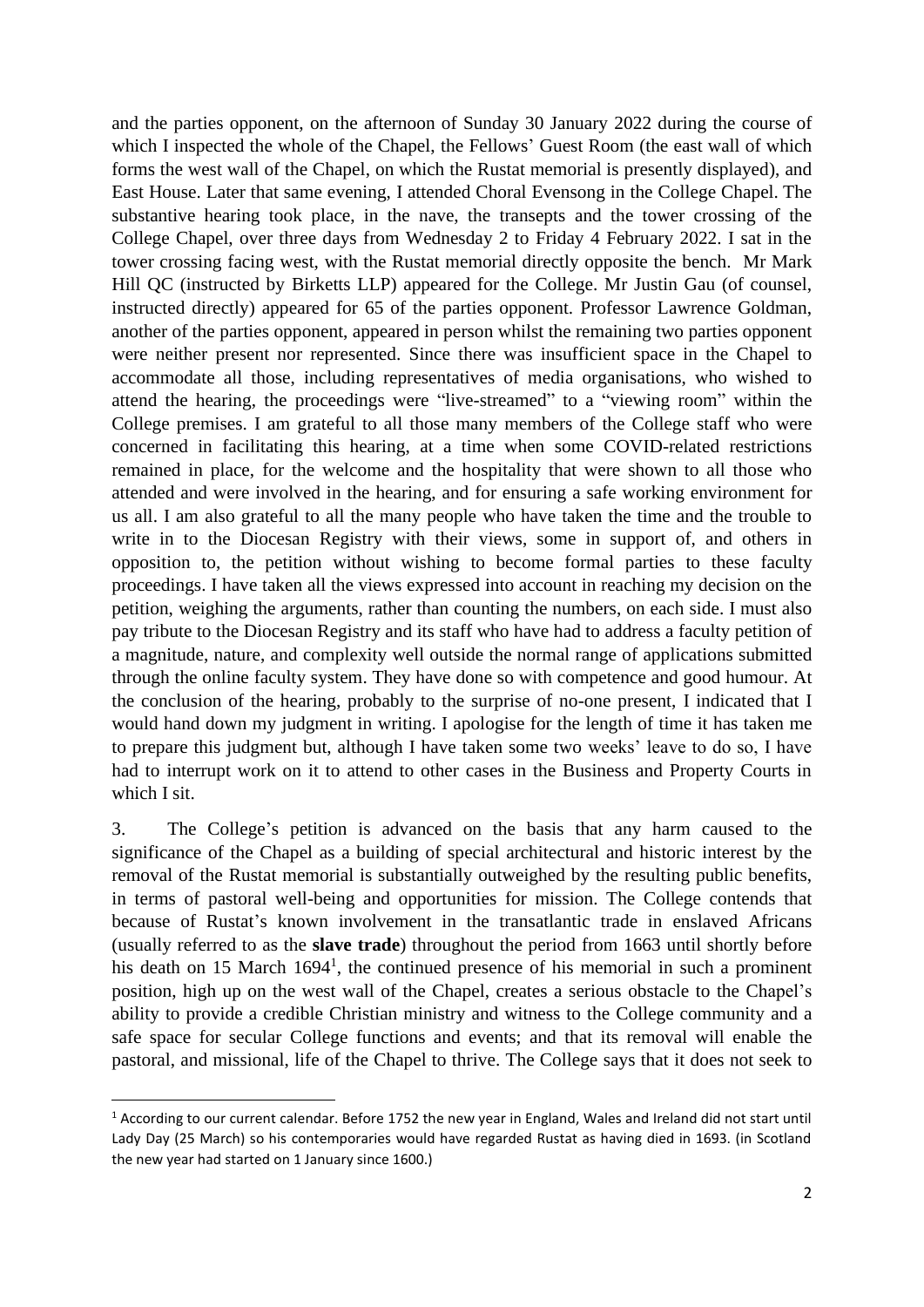and the parties opponent, on the afternoon of Sunday 30 January 2022 during the course of which I inspected the whole of the Chapel, the Fellows' Guest Room (the east wall of which forms the west wall of the Chapel, on which the Rustat memorial is presently displayed), and East House. Later that same evening, I attended Choral Evensong in the College Chapel. The substantive hearing took place, in the nave, the transepts and the tower crossing of the College Chapel, over three days from Wednesday 2 to Friday 4 February 2022. I sat in the tower crossing facing west, with the Rustat memorial directly opposite the bench. Mr Mark Hill QC (instructed by Birketts LLP) appeared for the College. Mr Justin Gau (of counsel, instructed directly) appeared for 65 of the parties opponent. Professor Lawrence Goldman, another of the parties opponent, appeared in person whilst the remaining two parties opponent were neither present nor represented. Since there was insufficient space in the Chapel to accommodate all those, including representatives of media organisations, who wished to attend the hearing, the proceedings were "live-streamed" to a "viewing room" within the College premises. I am grateful to all those many members of the College staff who were concerned in facilitating this hearing, at a time when some COVID-related restrictions remained in place, for the welcome and the hospitality that were shown to all those who attended and were involved in the hearing, and for ensuring a safe working environment for us all. I am also grateful to all the many people who have taken the time and the trouble to write in to the Diocesan Registry with their views, some in support of, and others in opposition to, the petition without wishing to become formal parties to these faculty proceedings. I have taken all the views expressed into account in reaching my decision on the petition, weighing the arguments, rather than counting the numbers, on each side. I must also pay tribute to the Diocesan Registry and its staff who have had to address a faculty petition of a magnitude, nature, and complexity well outside the normal range of applications submitted through the online faculty system. They have done so with competence and good humour. At the conclusion of the hearing, probably to the surprise of no-one present, I indicated that I would hand down my judgment in writing. I apologise for the length of time it has taken me to prepare this judgment but, although I have taken some two weeks' leave to do so, I have had to interrupt work on it to attend to other cases in the Business and Property Courts in which I sit.

3. The College's petition is advanced on the basis that any harm caused to the significance of the Chapel as a building of special architectural and historic interest by the removal of the Rustat memorial is substantially outweighed by the resulting public benefits, in terms of pastoral well-being and opportunities for mission. The College contends that because of Rustat's known involvement in the transatlantic trade in enslaved Africans (usually referred to as the **slave trade**) throughout the period from 1663 until shortly before his death on 15 March 1694[1], the continued presence of his memorial in such a prominent position, high up on the west wall of the Chapel, creates a serious obstacle to the Chapel's ability to provide a credible Christian ministry and witness to the College community and a safe space for secular College functions and events; and that its removal will enable the pastoral, and missional, life of the Chapel to thrive. The College says that it does not seek to

[1] According to our current calendar. Before 1752 the new year in England, Wales and Ireland did not start until Lady Day (25 March) so his contemporaries would have regarded Rustat as having died in 1693. (in Scotland the new year had started on 1 January since 1600.)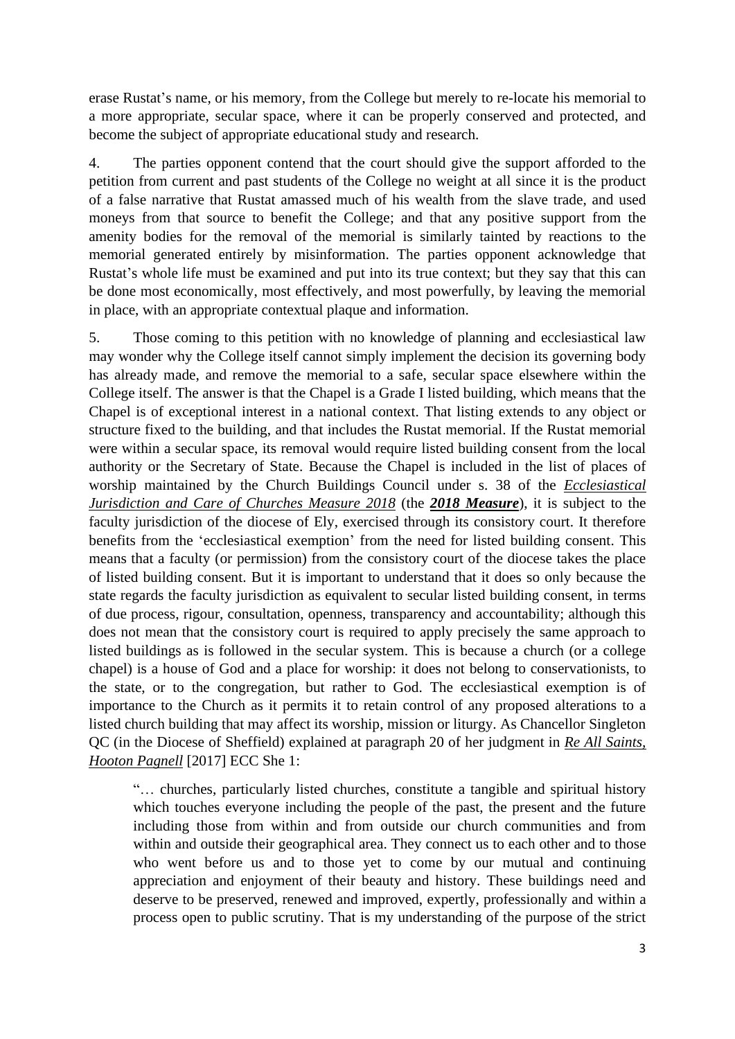erase Rustat's name, or his memory, from the College but merely to re-locate his memorial to a more appropriate, secular space, where it can be properly conserved and protected, and become the subject of appropriate educational study and research.

4. The parties opponent contend that the court should give the support afforded to the petition from current and past students of the College no weight at all since it is the product of a false narrative that Rustat amassed much of his wealth from the slave trade, and used moneys from that source to benefit the College; and that any positive support from the amenity bodies for the removal of the memorial is similarly tainted by reactions to the memorial generated entirely by misinformation. The parties opponent acknowledge that Rustat's whole life must be examined and put into its true context; but they say that this can be done most economically, most effectively, and most powerfully, by leaving the memorial in place, with an appropriate contextual plaque and information.

5. Those coming to this petition with no knowledge of planning and ecclesiastical law may wonder why the College itself cannot simply implement the decision its governing body has already made, and remove the memorial to a safe, secular space elsewhere within the College itself. The answer is that the Chapel is a Grade I listed building, which means that the Chapel is of exceptional interest in a national context. That listing extends to any object or structure fixed to the building, and that includes the Rustat memorial. If the Rustat memorial were within a secular space, its removal would require listed building consent from the local authority or the Secretary of State. Because the Chapel is included in the list of places of worship maintained by the Church Buildings Council under s. 38 of the ***Ecclesiastical Jurisdiction and Care of Churches Measure 2018*** (the ***2018 Measure***), it is subject to the faculty jurisdiction of the diocese of Ely, exercised through its consistory court. It therefore benefits from the 'ecclesiastical exemption' from the need for listed building consent. This means that a faculty (or permission) from the consistory court of the diocese takes the place of listed building consent. But it is important to understand that it does so only because the state regards the faculty jurisdiction as equivalent to secular listed building consent, in terms of due process, rigour, consultation, openness, transparency and accountability; although this does not mean that the consistory court is required to apply precisely the same approach to listed buildings as is followed in the secular system. This is because a church (or a college chapel) is a house of God and a place for worship: it does not belong to conservationists, to the state, or to the congregation, but rather to God. The ecclesiastical exemption is of importance to the Church as it permits it to retain control of any proposed alterations to a listed church building that may affect its worship, mission or liturgy. As Chancellor Singleton QC (in the Diocese of Sheffield) explained at paragraph 20 of her judgment in *Re All Saints, Hooton Pagnell* [2017] ECC She 1:

> "… churches, particularly listed churches, constitute a tangible and spiritual history which touches everyone including the people of the past, the present and the future including those from within and from outside our church communities and from within and outside their geographical area. They connect us to each other and to those who went before us and to those yet to come by our mutual and continuing appreciation and enjoyment of their beauty and history. These buildings need and deserve to be preserved, renewed and improved, expertly, professionally and within a process open to public scrutiny. That is my understanding of the purpose of the strict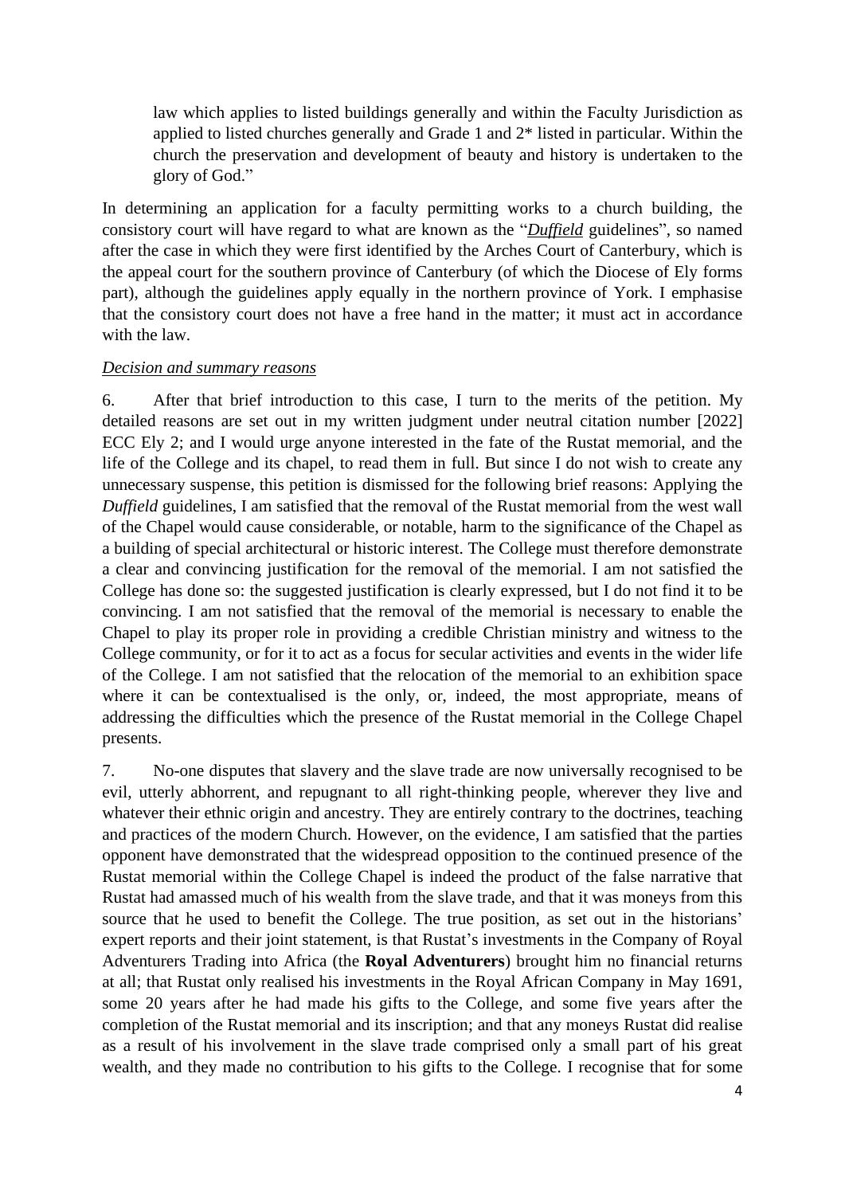> law which applies to listed buildings generally and within the Faculty Jurisdiction as applied to listed churches generally and Grade 1 and 2* listed in particular. Within the church the preservation and development of beauty and history is undertaken to the glory of God."

In determining an application for a faculty permitting works to a church building, the consistory court will have regard to what are known as the "*Duffield* guidelines", so named after the case in which they were first identified by the Arches Court of Canterbury, which is the appeal court for the southern province of Canterbury (of which the Diocese of Ely forms part), although the guidelines apply equally in the northern province of York. I emphasise that the consistory court does not have a free hand in the matter; it must act in accordance with the law.

*Decision and summary reasons*

6. After that brief introduction to this case, I turn to the merits of the petition. My detailed reasons are set out in my written judgment under neutral citation number [2022] ECC Ely 2; and I would urge anyone interested in the fate of the Rustat memorial, and the life of the College and its chapel, to read them in full. But since I do not wish to create any unnecessary suspense, this petition is dismissed for the following brief reasons: Applying the *Duffield* guidelines, I am satisfied that the removal of the Rustat memorial from the west wall of the Chapel would cause considerable, or notable, harm to the significance of the Chapel as a building of special architectural or historic interest. The College must therefore demonstrate a clear and convincing justification for the removal of the memorial. I am not satisfied the College has done so: the suggested justification is clearly expressed, but I do not find it to be convincing. I am not satisfied that the removal of the memorial is necessary to enable the Chapel to play its proper role in providing a credible Christian ministry and witness to the College community, or for it to act as a focus for secular activities and events in the wider life of the College. I am not satisfied that the relocation of the memorial to an exhibition space where it can be contextualised is the only, or, indeed, the most appropriate, means of addressing the difficulties which the presence of the Rustat memorial in the College Chapel presents.

7. No-one disputes that slavery and the slave trade are now universally recognised to be evil, utterly abhorrent, and repugnant to all right-thinking people, wherever they live and whatever their ethnic origin and ancestry. They are entirely contrary to the doctrines, teaching and practices of the modern Church. However, on the evidence, I am satisfied that the parties opponent have demonstrated that the widespread opposition to the continued presence of the Rustat memorial within the College Chapel is indeed the product of the false narrative that Rustat had amassed much of his wealth from the slave trade, and that it was moneys from this source that he used to benefit the College. The true position, as set out in the historians' expert reports and their joint statement, is that Rustat's investments in the Company of Royal Adventurers Trading into Africa (the **Royal Adventurers**) brought him no financial returns at all; that Rustat only realised his investments in the Royal African Company in May 1691, some 20 years after he had made his gifts to the College, and some five years after the completion of the Rustat memorial and its inscription; and that any moneys Rustat did realise as a result of his involvement in the slave trade comprised only a small part of his great wealth, and they made no contribution to his gifts to the College. I recognise that for some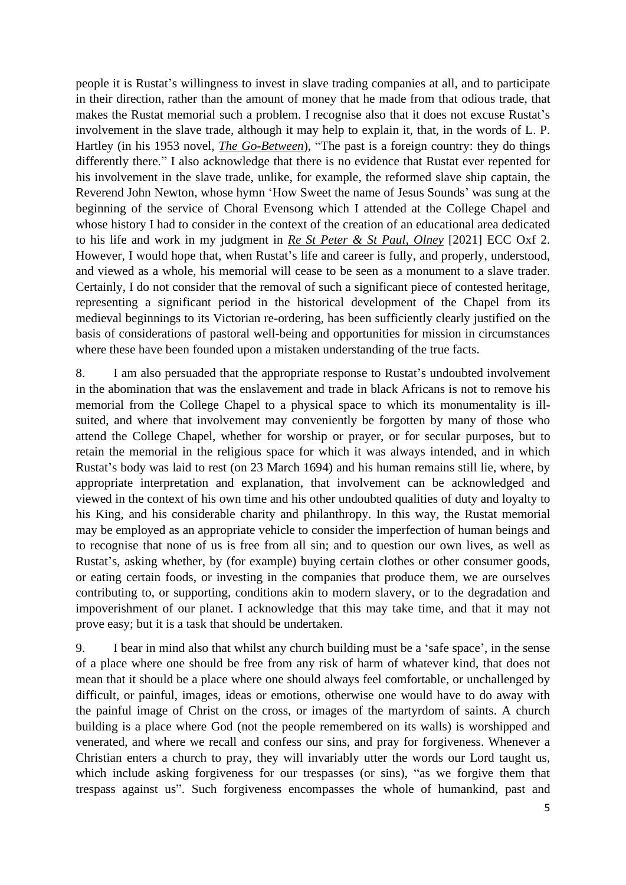people it is Rustat's willingness to invest in slave trading companies at all, and to participate in their direction, rather than the amount of money that he made from that odious trade, that makes the Rustat memorial such a problem. I recognise also that it does not excuse Rustat's involvement in the slave trade, although it may help to explain it, that, in the words of L. P. Hartley (in his 1953 novel, *The Go-Between*), "The past is a foreign country: they do things differently there." I also acknowledge that there is no evidence that Rustat ever repented for his involvement in the slave trade, unlike, for example, the reformed slave ship captain, the Reverend John Newton, whose hymn 'How Sweet the name of Jesus Sounds' was sung at the beginning of the service of Choral Evensong which I attended at the College Chapel and whose history I had to consider in the context of the creation of an educational area dedicated to his life and work in my judgment in *Re St Peter & St Paul, Olney* [2021] ECC Oxf 2. However, I would hope that, when Rustat's life and career is fully, and properly, understood, and viewed as a whole, his memorial will cease to be seen as a monument to a slave trader. Certainly, I do not consider that the removal of such a significant piece of contested heritage, representing a significant period in the historical development of the Chapel from its medieval beginnings to its Victorian re-ordering, has been sufficiently clearly justified on the basis of considerations of pastoral well-being and opportunities for mission in circumstances where these have been founded upon a mistaken understanding of the true facts.

8. I am also persuaded that the appropriate response to Rustat's undoubted involvement in the abomination that was the enslavement and trade in black Africans is not to remove his memorial from the College Chapel to a physical space to which its monumentality is ill-suited, and where that involvement may conveniently be forgotten by many of those who attend the College Chapel, whether for worship or prayer, or for secular purposes, but to retain the memorial in the religious space for which it was always intended, and in which Rustat's body was laid to rest (on 23 March 1694) and his human remains still lie, where, by appropriate interpretation and explanation, that involvement can be acknowledged and viewed in the context of his own time and his other undoubted qualities of duty and loyalty to his King, and his considerable charity and philanthropy. In this way, the Rustat memorial may be employed as an appropriate vehicle to consider the imperfection of human beings and to recognise that none of us is free from all sin; and to question our own lives, as well as Rustat's, asking whether, by (for example) buying certain clothes or other consumer goods, or eating certain foods, or investing in the companies that produce them, we are ourselves contributing to, or supporting, conditions akin to modern slavery, or to the degradation and impoverishment of our planet. I acknowledge that this may take time, and that it may not prove easy; but it is a task that should be undertaken.

9. I bear in mind also that whilst any church building must be a 'safe space', in the sense of a place where one should be free from any risk of harm of whatever kind, that does not mean that it should be a place where one should always feel comfortable, or unchallenged by difficult, or painful, images, ideas or emotions, otherwise one would have to do away with the painful image of Christ on the cross, or images of the martyrdom of saints. A church building is a place where God (not the people remembered on its walls) is worshipped and venerated, and where we recall and confess our sins, and pray for forgiveness. Whenever a Christian enters a church to pray, they will invariably utter the words our Lord taught us, which include asking forgiveness for our trespasses (or sins), "as we forgive them that trespass against us". Such forgiveness encompasses the whole of humankind, past and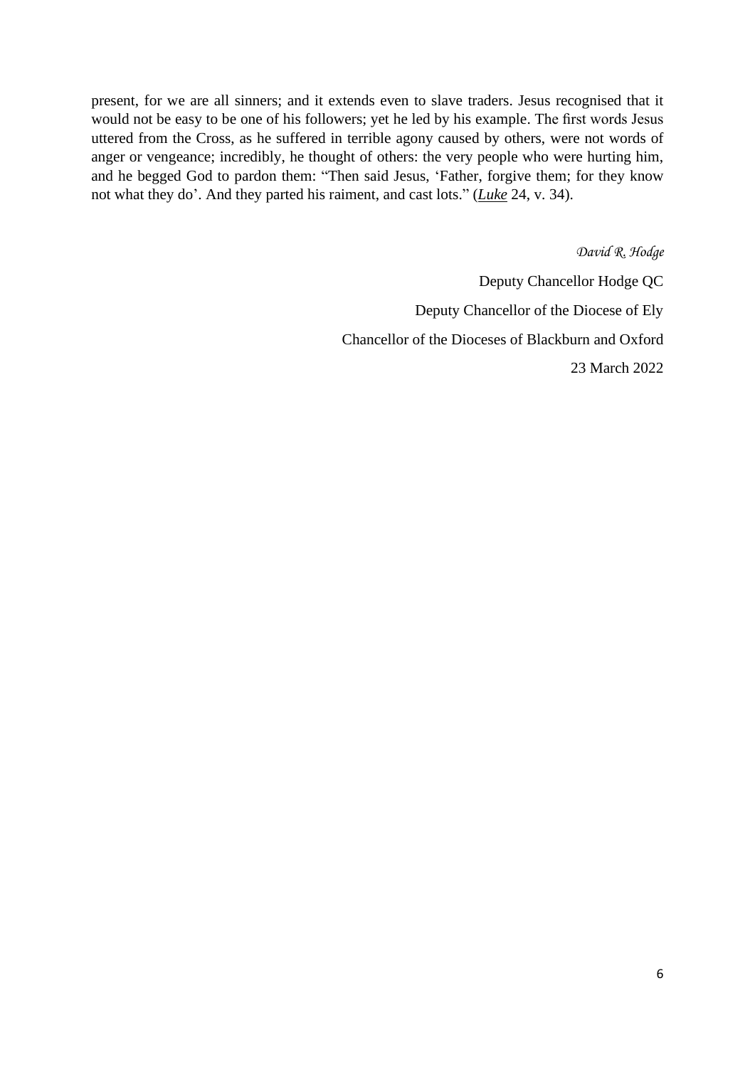present, for we are all sinners; and it extends even to slave traders. Jesus recognised that it would not be easy to be one of his followers; yet he led by his example. The first words Jesus uttered from the Cross, as he suffered in terrible agony caused by others, were not words of anger or vengeance; incredibly, he thought of others: the very people who were hurting him, and he begged God to pardon them: "Then said Jesus, 'Father, forgive them; for they know not what they do'. And they parted his raiment, and cast lots." (*Luke* 24, v. 34).

*David R. Hodge*

Deputy Chancellor Hodge QC

Deputy Chancellor of the Diocese of Ely

Chancellor of the Dioceses of Blackburn and Oxford

23 March 2022